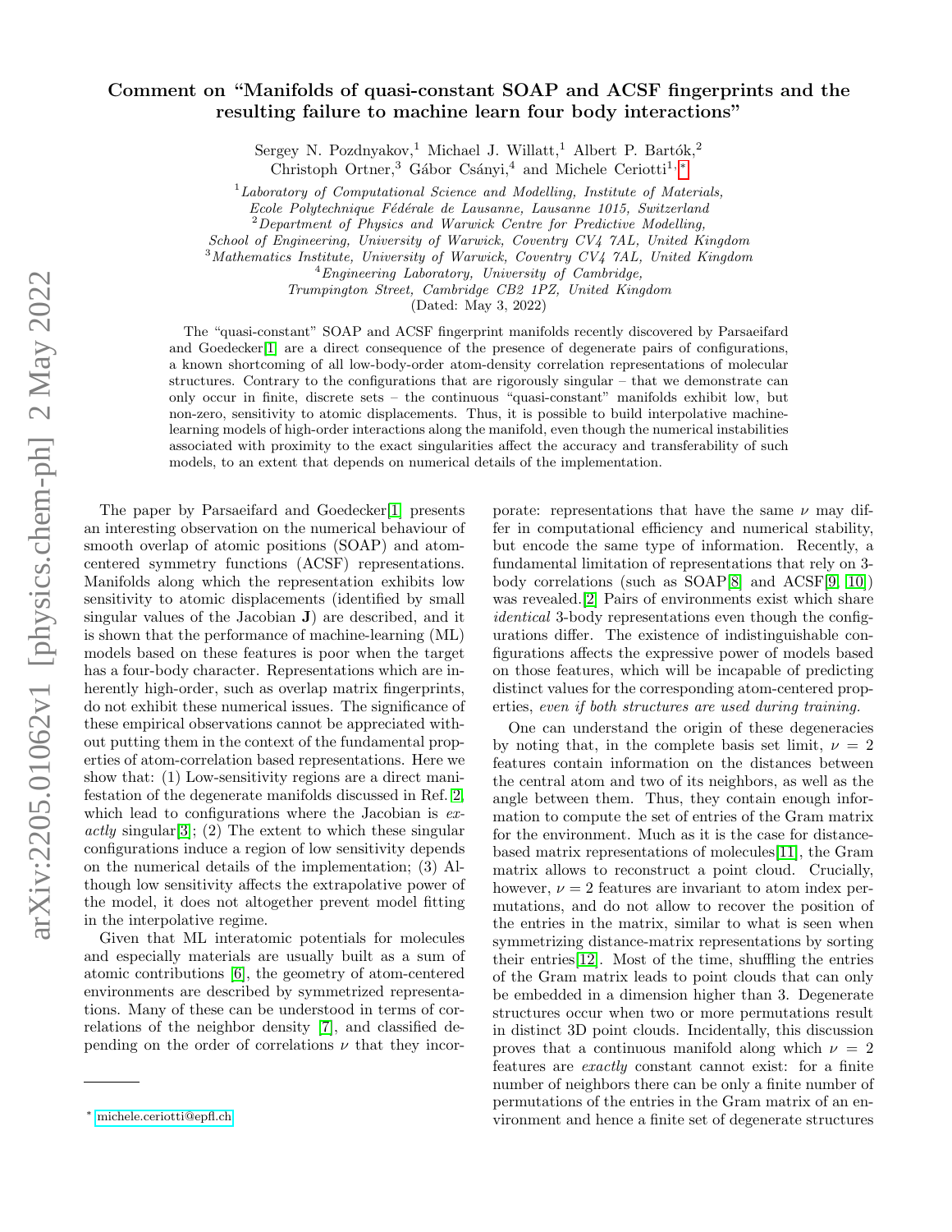# Comment on "Manifolds of quasi-constant SOAP and ACSF fingerprints and the resulting failure to machine learn four body interactions"

Sergey N. Pozdnyakov,[1] Michael J. Willatt,[1] Albert P. Bartók,[2] Christoph Ortner,[3] Gábor Csányi,[4] and Michele Ceriotti[1,*]

[1] *Laboratory of Computational Science and Modelling, Institute of Materials, Ecole Polytechnique Fédérale de Lausanne, Lausanne 1015, Switzerland*
[2] *Department of Physics and Warwick Centre for Predictive Modelling, School of Engineering, University of Warwick, Coventry CV4 7AL, United Kingdom*
[3] *Mathematics Institute, University of Warwick, Coventry CV4 7AL, United Kingdom*
[4] *Engineering Laboratory, University of Cambridge, Trumpington Street, Cambridge CB2 1PZ, United Kingdom*

(Dated: May 3, 2022)

The "quasi-constant" SOAP and ACSF fingerprint manifolds recently discovered by Parsaeifard and Goedecker[1] are a direct consequence of the presence of degenerate pairs of configurations, a known shortcoming of all low-body-order atom-density correlation representations of molecular structures. Contrary to the configurations that are rigorously singular – that we demonstrate can only occur in finite, discrete sets – the continuous "quasi-constant" manifolds exhibit low, but non-zero, sensitivity to atomic displacements. Thus, it is possible to build interpolative machine-learning models of high-order interactions along the manifold, even though the numerical instabilities associated with proximity to the exact singularities affect the accuracy and transferability of such models, to an extent that depends on numerical details of the implementation.

The paper by Parsaeifard and Goedecker[1] presents an interesting observation on the numerical behaviour of smooth overlap of atomic positions (SOAP) and atom-centered symmetry functions (ACSF) representations. Manifolds along which the representation exhibits low sensitivity to atomic displacements (identified by small singular values of the Jacobian $\mathbf{J}$) are described, and it is shown that the performance of machine-learning (ML) models based on these features is poor when the target has a four-body character. Representations which are inherently high-order, such as overlap matrix fingerprints, do not exhibit these numerical issues. The significance of these empirical observations cannot be appreciated without putting them in the context of the fundamental properties of atom-correlation based representations. Here we show that: (1) Low-sensitivity regions are a direct manifestation of the degenerate manifolds discussed in Ref. [2], which lead to configurations where the Jacobian is *exactly* singular[3]; (2) The extent to which these singular configurations induce a region of low sensitivity depends on the numerical details of the implementation; (3) Although low sensitivity affects the extrapolative power of the model, it does not altogether prevent model fitting in the interpolative regime.

Given that ML interatomic potentials for molecules and especially materials are usually built as a sum of atomic contributions [6], the geometry of atom-centered environments are described by symmetrized representations. Many of these can be understood in terms of correlations of the neighbor density [7], and classified depending on the order of correlations $\nu$ that they incorporate: representations that have the same $\nu$ may differ in computational efficiency and numerical stability, but encode the same type of information. Recently, a fundamental limitation of representations that rely on 3-body correlations (such as SOAP[8] and ACSF[9, 10]) was revealed.[2] Pairs of environments exist which share *identical* 3-body representations even though the configurations differ. The existence of indistinguishable configurations affects the expressive power of models based on those features, which will be incapable of predicting distinct values for the corresponding atom-centered properties, *even if both structures are used during training.*

One can understand the origin of these degeneracies by noting that, in the complete basis set limit, $\nu = 2$ features contain information on the distances between the central atom and two of its neighbors, as well as the angle between them. Thus, they contain enough information to compute the set of entries of the Gram matrix for the environment. Much as it is the case for distance-based matrix representations of molecules[11], the Gram matrix allows to reconstruct a point cloud. Crucially, however, $\nu = 2$ features are invariant to atom index permutations, and do not allow to recover the position of the entries in the matrix, similar to what is seen when symmetrizing distance-matrix representations by sorting their entries[12]. Most of the time, shuffling the entries of the Gram matrix leads to point clouds that can only be embedded in a dimension higher than 3. Degenerate structures occur when two or more permutations result in distinct 3D point clouds. Incidentally, this discussion proves that a continuous manifold along which $\nu = 2$ features are *exactly* constant cannot exist: for a finite number of neighbors there can be only a finite number of permutations of the entries in the Gram matrix of an environment and hence a finite set of degenerate structures

* michele.ceriotti@epfl.ch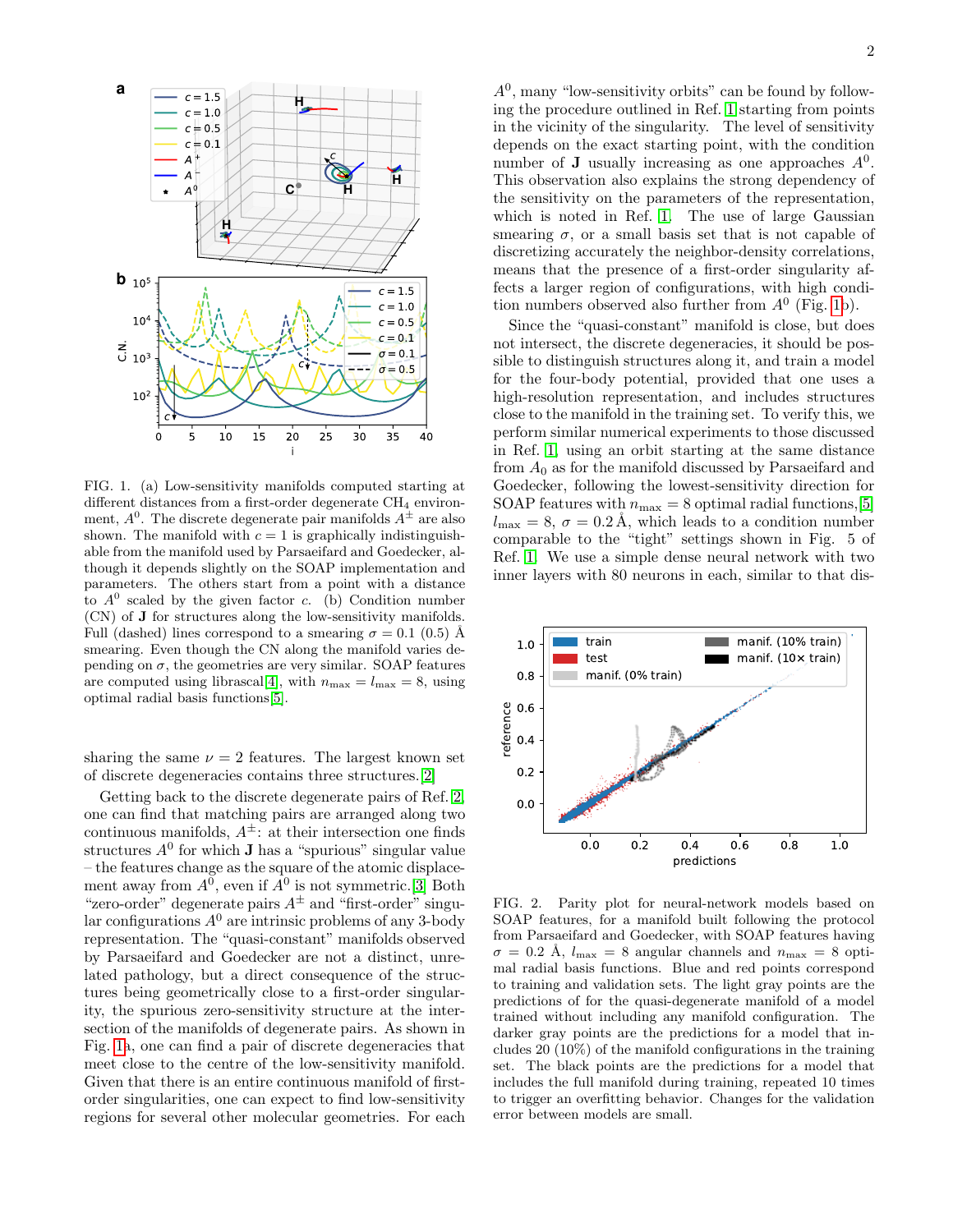FIG. 1. (a) Low-sensitivity manifolds computed starting at different distances from a first-order degenerate $CH_4$ environment, $A^0$. The discrete degenerate pair manifolds $A^{\pm}$ are also shown. The manifold with $c = 1$ is graphically indistinguishable from the manifold used by Parsaeifard and Goedecker, although it depends slightly on the SOAP implementation and parameters. The others start from a point with a distance to $A^0$ scaled by the given factor $c$. (b) Condition number (CN) of $\mathbf{J}$ for structures along the low-sensitivity manifolds. Full (dashed) lines correspond to a smearing $\sigma = 0.1$ (0.5) Å smearing. Even though the CN along the manifold varies depending on $\sigma$, the geometries are very similar. SOAP features are computed using librascal[4], with $n_{\max} = l_{\max} = 8$, using optimal radial basis functions[5].

sharing the same $\nu = 2$ features. The largest known set of discrete degeneracies contains three structures.[2]

Getting back to the discrete degenerate pairs of Ref. [2], one can find that matching pairs are arranged along two continuous manifolds, $A^{\pm}$: at their intersection one finds structures $A^0$ for which $\mathbf{J}$ has a "spurious" singular value – the features change as the square of the atomic displacement away from $A^0$, even if $A^0$ is not symmetric.[3] Both "zero-order" degenerate pairs $A^{\pm}$ and "first-order" singular configurations $A^0$ are intrinsic problems of any 3-body representation. The "quasi-constant" manifolds observed by Parsaeifard and Goedecker are not a distinct, unrelated pathology, but a direct consequence of the structures being geometrically close to a first-order singularity, the spurious zero-sensitivity structure at the intersection of the manifolds of degenerate pairs. As shown in Fig. 1a, one can find a pair of discrete degeneracies that meet close to the centre of the low-sensitivity manifold. Given that there is an entire continuous manifold of first-order singularities, one can expect to find low-sensitivity regions for several other molecular geometries. For each $A^0$, many "low-sensitivity orbits" can be found by following the procedure outlined in Ref. [1] starting from points in the vicinity of the singularity. The level of sensitivity depends on the exact starting point, with the condition number of $\mathbf{J}$ usually increasing as one approaches $A^0$. This observation also explains the strong dependency of the sensitivity on the parameters of the representation, which is noted in Ref. [1]. The use of large Gaussian smearing $\sigma$, or a small basis set that is not capable of discretizing accurately the neighbor-density correlations, means that the presence of a first-order singularity affects a larger region of configurations, with high condition numbers observed also further from $A^0$ (Fig. 1b).

Since the "quasi-constant" manifold is close, but does not intersect, the discrete degeneracies, it should be possible to distinguish structures along it, and train a model for the four-body potential, provided that one uses a high-resolution representation, and includes structures close to the manifold in the training set. To verify this, we perform similar numerical experiments to those discussed in Ref. [1], using an orbit starting at the same distance from $A_0$ as for the manifold discussed by Parsaeifard and Goedecker, following the lowest-sensitivity direction for SOAP features with $n_{\max} = 8$ optimal radial functions,[5] $l_{\max} = 8$, $\sigma = 0.2$ Å, which leads to a condition number comparable to the "tight" settings shown in Fig. 5 of Ref. [1]. We use a simple dense neural network with two inner layers with 80 neurons in each, similar to that dis-

FIG. 2. Parity plot for neural-network models based on SOAP features, for a manifold built following the protocol from Parsaeifard and Goedecker, with SOAP features having $\sigma = 0.2$ Å, $l_{\max} = 8$ angular channels and $n_{\max} = 8$ optimal radial basis functions. Blue and red points correspond to training and validation sets. The light gray points are the predictions of for the quasi-degenerate manifold of a model trained without including any manifold configuration. The darker gray points are the predictions for a model that includes 20 (10%) of the manifold configurations in the training set. The black points are the predictions for a model that includes the full manifold during training, repeated 10 times to trigger an overfitting behavior. Changes for the validation error between models are small.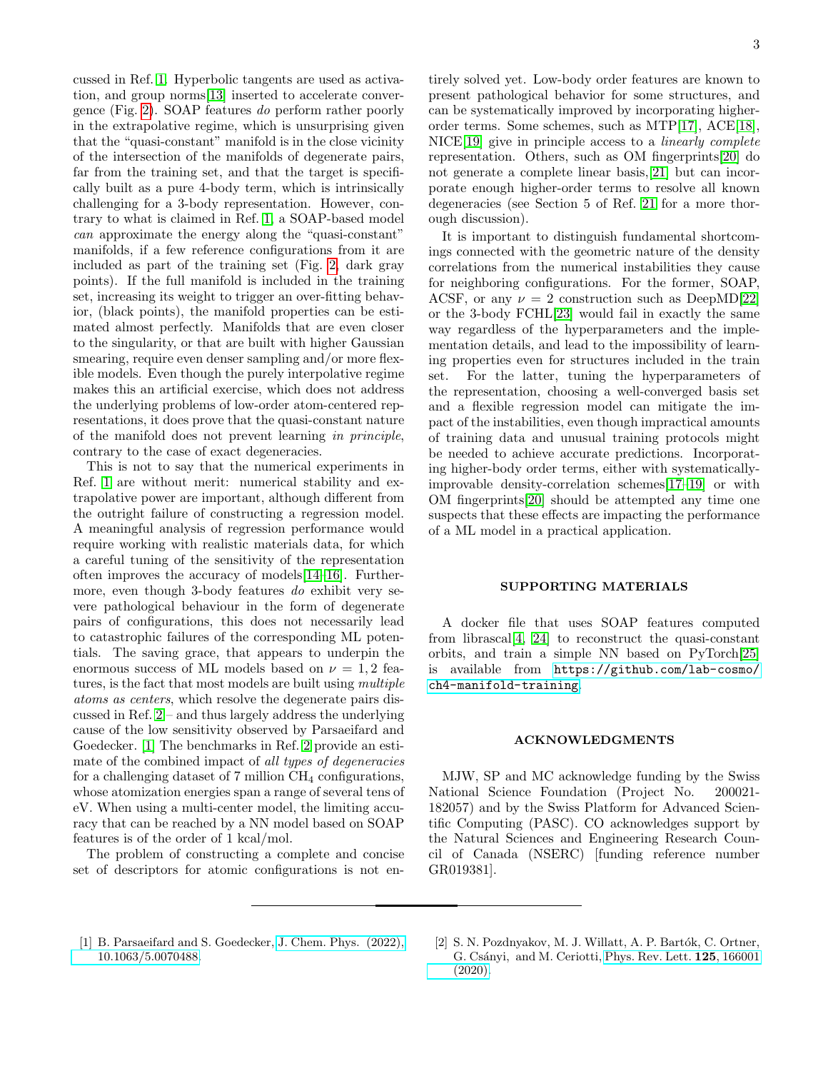cussed in Ref. [1]. Hyperbolic tangents are used as activation, and group norms[13] inserted to accelerate convergence (Fig. 2). SOAP features *do* perform rather poorly in the extrapolative regime, which is unsurprising given that the "quasi-constant" manifold is in the close vicinity of the intersection of the manifolds of degenerate pairs, far from the training set, and that the target is specifically built as a pure 4-body term, which is intrinsically challenging for a 3-body representation. However, contrary to what is claimed in Ref. [1], a SOAP-based model *can* approximate the energy along the "quasi-constant" manifolds, if a few reference configurations from it are included as part of the training set (Fig. 2, dark gray points). If the full manifold is included in the training set, increasing its weight to trigger an over-fitting behavior, (black points), the manifold properties can be estimated almost perfectly. Manifolds that are even closer to the singularity, or that are built with higher Gaussian smearing, require even denser sampling and/or more flexible models. Even though the purely interpolative regime makes this an artificial exercise, which does not address the underlying problems of low-order atom-centered representations, it does prove that the quasi-constant nature of the manifold does not prevent learning *in principle*, contrary to the case of exact degeneracies.

This is not to say that the numerical experiments in Ref. [1] are without merit: numerical stability and extrapolative power are important, although different from the outright failure of constructing a regression model. A meaningful analysis of regression performance would require working with realistic materials data, for which a careful tuning of the sensitivity of the representation often improves the accuracy of models[14–16]. Furthermore, even though 3-body features *do* exhibit very severe pathological behaviour in the form of degenerate pairs of configurations, this does not necessarily lead to catastrophic failures of the corresponding ML potentials. The saving grace, that appears to underpin the enormous success of ML models based on $\nu = 1, 2$ features, is the fact that most models are built using *multiple atoms as centers*, which resolve the degenerate pairs discussed in Ref. [2]– and thus largely address the underlying cause of the low sensitivity observed by Parsaeifard and Goedecker. [1] The benchmarks in Ref. [2] provide an estimate of the combined impact of *all types of degeneracies* for a challenging dataset of 7 million $CH_4$ configurations, whose atomization energies span a range of several tens of eV. When using a multi-center model, the limiting accuracy that can be reached by a NN model based on SOAP features is of the order of 1 kcal/mol.

The problem of constructing a complete and concise set of descriptors for atomic configurations is not entirely solved yet. Low-body order features are known to present pathological behavior for some structures, and can be systematically improved by incorporating higher-order terms. Some schemes, such as MTP[17], ACE[18], NICE[19] give in principle access to a *linearly complete* representation. Others, such as OM fingerprints[20] do not generate a complete linear basis,[21] but can incorporate enough higher-order terms to resolve all known degeneracies (see Section 5 of Ref. [21] for a more thorough discussion).

It is important to distinguish fundamental shortcomings connected with the geometric nature of the density correlations from the numerical instabilities they cause for neighboring configurations. For the former, SOAP, ACSF, or any $\nu = 2$ construction such as DeepMD[22] or the 3-body FCHL[23] would fail in exactly the same way regardless of the hyperparameters and the implementation details, and lead to the impossibility of learning properties even for structures included in the train set. For the latter, tuning the hyperparameters of the representation, choosing a well-converged basis set and a flexible regression model can mitigate the impact of the instabilities, even though impractical amounts of training data and unusual training protocols might be needed to achieve accurate predictions. Incorporating higher-body order terms, either with systematically-improvable density-correlation schemes[17–19] or with OM fingerprints[20] should be attempted any time one suspects that these effects are impacting the performance of a ML model in a practical application.

## SUPPORTING MATERIALS

A docker file that uses SOAP features computed from librascal[4, 24] to reconstruct the quasi-constant orbits, and train a simple NN based on PyTorch[25] is available from `https://github.com/lab-cosmo/ch4-manifold-training`.

## ACKNOWLEDGMENTS

MJW, SP and MC acknowledge funding by the Swiss National Science Foundation (Project No. 200021-182057) and by the Swiss Platform for Advanced Scientific Computing (PASC). CO acknowledges support by the Natural Sciences and Engineering Research Council of Canada (NSERC) [funding reference number GR019381].

---

[1] B. Parsaeifard and S. Goedecker, J. Chem. Phys. (2022), 10.1063/5.0070488.

[2] S. N. Pozdnyakov, M. J. Willatt, A. P. Bartók, C. Ortner, G. Csányi, and M. Ceriotti, Phys. Rev. Lett. **125**, 166001 (2020).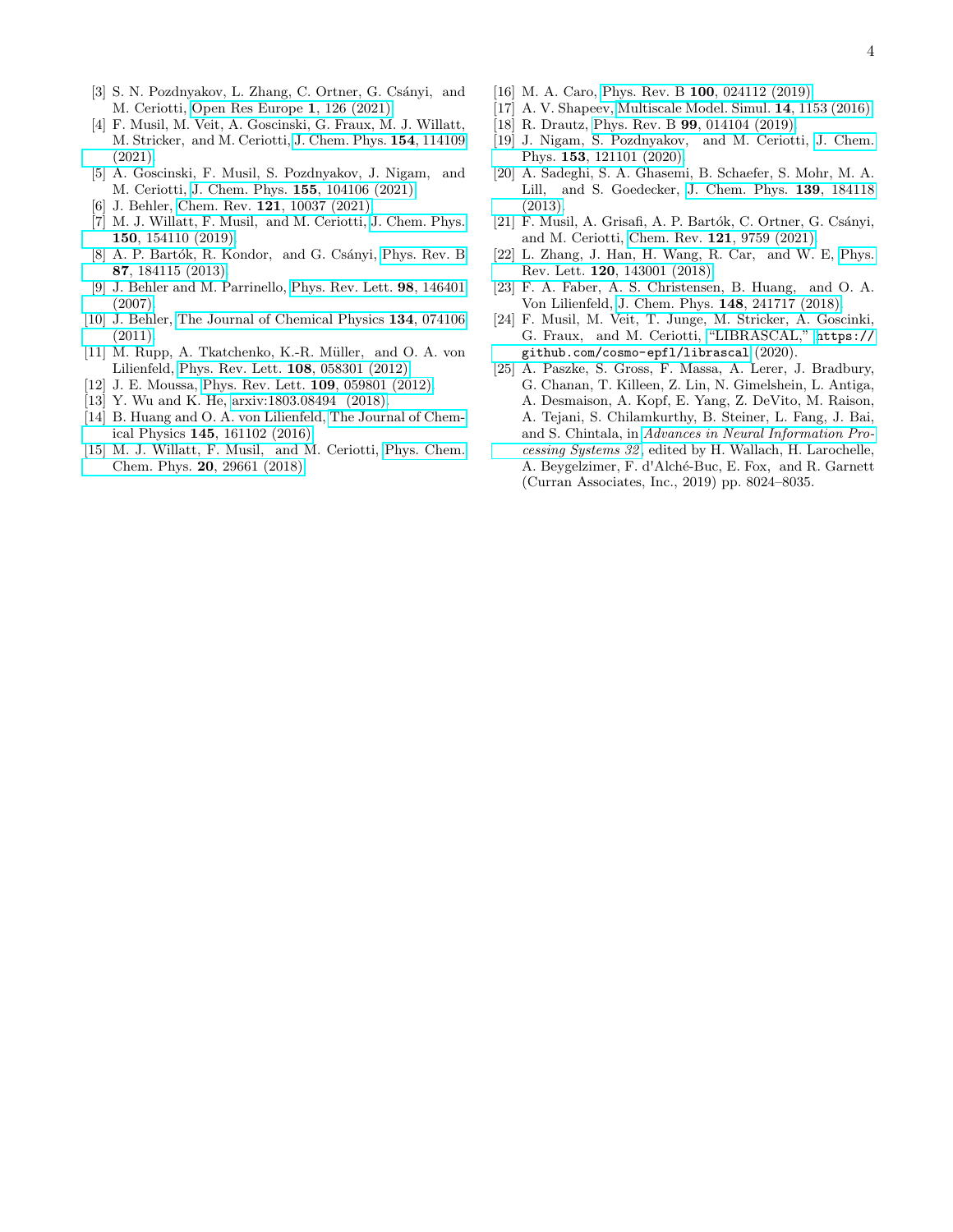[3] S. N. Pozdnyakov, L. Zhang, C. Ortner, G. Csányi, and M. Ceriotti, Open Res Europe **1**, 126 (2021).

[4] F. Musil, M. Veit, A. Goscinski, G. Fraux, M. J. Willatt, M. Stricker, and M. Ceriotti, J. Chem. Phys. **154**, 114109 (2021).

[5] A. Goscinski, F. Musil, S. Pozdnyakov, J. Nigam, and M. Ceriotti, J. Chem. Phys. **155**, 104106 (2021).

[6] J. Behler, Chem. Rev. **121**, 10037 (2021).

[7] M. J. Willatt, F. Musil, and M. Ceriotti, J. Chem. Phys. **150**, 154110 (2019).

[8] A. P. Bartók, R. Kondor, and G. Csányi, Phys. Rev. B **87**, 184115 (2013).

[9] J. Behler and M. Parrinello, Phys. Rev. Lett. **98**, 146401 (2007).

[10] J. Behler, The Journal of Chemical Physics **134**, 074106 (2011).

[11] M. Rupp, A. Tkatchenko, K.-R. Müller, and O. A. von Lilienfeld, Phys. Rev. Lett. **108**, 058301 (2012).

[12] J. E. Moussa, Phys. Rev. Lett. **109**, 059801 (2012).

[13] Y. Wu and K. He, arxiv:1803.08494 (2018).

[14] B. Huang and O. A. von Lilienfeld, The Journal of Chemical Physics **145**, 161102 (2016).

[15] M. J. Willatt, F. Musil, and M. Ceriotti, Phys. Chem. Chem. Phys. **20**, 29661 (2018).

[16] M. A. Caro, Phys. Rev. B **100**, 024112 (2019).

[17] A. V. Shapeev, Multiscale Model. Simul. **14**, 1153 (2016).

[18] R. Drautz, Phys. Rev. B **99**, 014104 (2019).

[19] J. Nigam, S. Pozdnyakov, and M. Ceriotti, J. Chem. Phys. **153**, 121101 (2020).

[20] A. Sadeghi, S. A. Ghasemi, B. Schaefer, S. Mohr, M. A. Lill, and S. Goedecker, J. Chem. Phys. **139**, 184118 (2013).

[21] F. Musil, A. Grisafi, A. P. Bartók, C. Ortner, G. Csányi, and M. Ceriotti, Chem. Rev. **121**, 9759 (2021).

[22] L. Zhang, J. Han, H. Wang, R. Car, and W. E, Phys. Rev. Lett. **120**, 143001 (2018).

[23] F. A. Faber, A. S. Christensen, B. Huang, and O. A. Von Lilienfeld, J. Chem. Phys. **148**, 241717 (2018).

[24] F. Musil, M. Veit, T. Junge, M. Stricker, A. Goscinki, G. Fraux, and M. Ceriotti, "LIBRASCAL," `https://github.com/cosmo-epfl/librascal` (2020).

[25] A. Paszke, S. Gross, F. Massa, A. Lerer, J. Bradbury, G. Chanan, T. Killeen, Z. Lin, N. Gimelshein, L. Antiga, A. Desmaison, A. Kopf, E. Yang, Z. DeVito, M. Raison, A. Tejani, S. Chilamkurthy, B. Steiner, L. Fang, J. Bai, and S. Chintala, in *Advances in Neural Information Processing Systems 32*, edited by H. Wallach, H. Larochelle, A. Beygelzimer, F. d'Alché-Buc, E. Fox, and R. Garnett (Curran Associates, Inc., 2019) pp. 8024–8035.